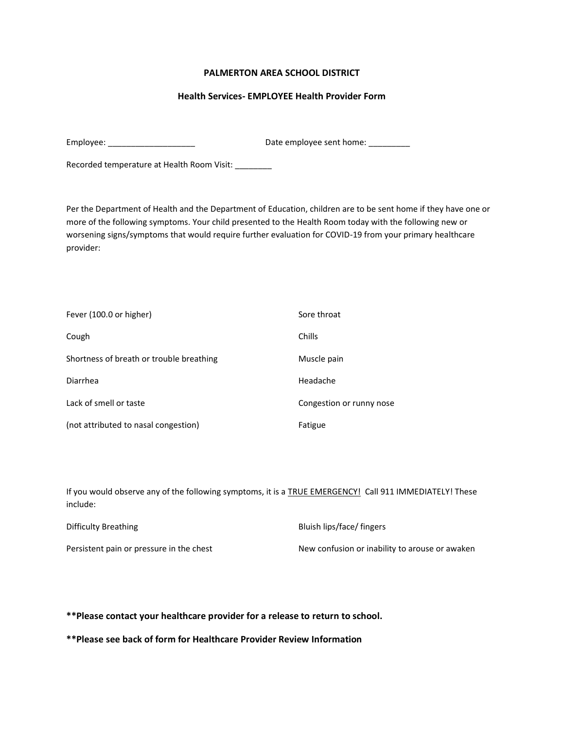**PALMERTON AREA SCHOOL DISTRICT**

**Health Services- EMPLOYEE Health Provider Form**

Employee: ___________________ Date employee sent home: _________

Recorded temperature at Health Room Visit: ________

Per the Department of Health and the Department of Education, children are to be sent home if they have one or more of the following symptoms. Your child presented to the Health Room today with the following new or worsening signs/symptoms that would require further evaluation for COVID-19 from your primary healthcare provider:

| | |
|---|---|
| Fever (100.0 or higher) | Sore throat |
| Cough | Chills |
| Shortness of breath or trouble breathing | Muscle pain |
| Diarrhea | Headache |
| Lack of smell or taste | Congestion or runny nose |
| (not attributed to nasal congestion) | Fatigue |

If you would observe any of the following symptoms, it is a TRUE EMERGENCY! Call 911 IMMEDIATELY! These include:

| | |
|---|---|
| Difficulty Breathing | Bluish lips/face/ fingers |
| Persistent pain or pressure in the chest | New confusion or inability to arouse or awaken |

****Please contact your healthcare provider for a release to return to school.**

****Please see back of form for Healthcare Provider Review Information**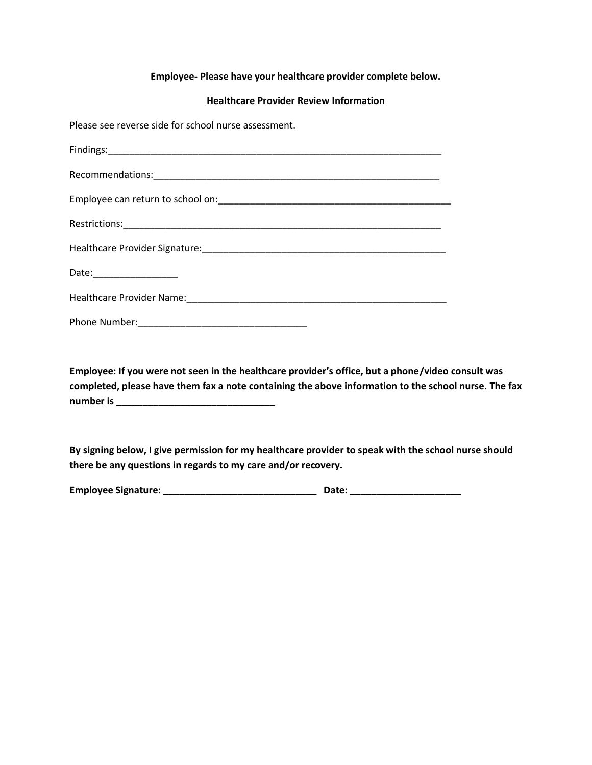**Employee- Please have your healthcare provider complete below.**

**<u>Healthcare Provider Review Information</u>**

Please see reverse side for school nurse assessment.

Findings:_________________________________________________________________

Recommendations:__________________________________________________________

Employee can return to school on:_____________________________________________

Restrictions:_______________________________________________________________

Healthcare Provider Signature:_______________________________________________

Date:________________

Healthcare Provider Name:___________________________________________________

Phone Number:________________________________

**Employee: If you were not seen in the healthcare provider's office, but a phone/video consult was completed, please have them fax a note containing the above information to the school nurse. The fax number is ______________________________**

**By signing below, I give permission for my healthcare provider to speak with the school nurse should there be any questions in regards to my care and/or recovery.**

**Employee Signature: ______________________________ Date: _____________________**